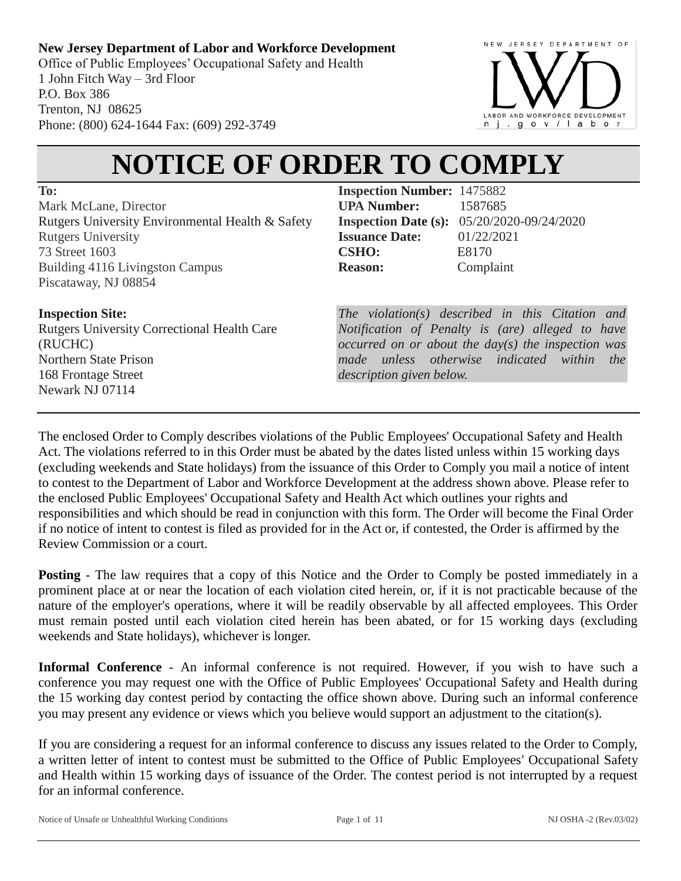**New Jersey Department of Labor and Workforce Development**
Office of Public Employees' Occupational Safety and Health
1 John Fitch Way – 3rd Floor
P.O. Box 386
Trenton, NJ 08625
Phone: (800) 624-1644 Fax: (609) 292-3749

NEW JERSEY DEPARTMENT OF LWD LABOR AND WORKFORCE DEVELOPMENT nj.gov/labor

# NOTICE OF ORDER TO COMPLY

**To:**
Mark McLane, Director
Rutgers University Environmental Health & Safety
Rutgers University
73 Street 1603
Building 4116 Livingston Campus
Piscataway, NJ 08854

**Inspection Number:** 1475882
**UPA Number:** 1587685
**Inspection Date (s):** 05/20/2020-09/24/2020
**Issuance Date:** 01/22/2021
**CSHO:** E8170
**Reason:** Complaint

**Inspection Site:**
Rutgers University Correctional Health Care (RUCHC)
Northern State Prison
168 Frontage Street
Newark NJ 07114

*The violation(s) described in this Citation and Notification of Penalty is (are) alleged to have occurred on or about the day(s) the inspection was made unless otherwise indicated within the description given below.*

The enclosed Order to Comply describes violations of the Public Employees' Occupational Safety and Health Act. The violations referred to in this Order must be abated by the dates listed unless within 15 working days (excluding weekends and State holidays) from the issuance of this Order to Comply you mail a notice of intent to contest to the Department of Labor and Workforce Development at the address shown above. Please refer to the enclosed Public Employees' Occupational Safety and Health Act which outlines your rights and responsibilities and which should be read in conjunction with this form. The Order will become the Final Order if no notice of intent to contest is filed as provided for in the Act or, if contested, the Order is affirmed by the Review Commission or a court.

**Posting** - The law requires that a copy of this Notice and the Order to Comply be posted immediately in a prominent place at or near the location of each violation cited herein, or, if it is not practicable because of the nature of the employer's operations, where it will be readily observable by all affected employees. This Order must remain posted until each violation cited herein has been abated, or for 15 working days (excluding weekends and State holidays), whichever is longer.

**Informal Conference** - An informal conference is not required. However, if you wish to have such a conference you may request one with the Office of Public Employees' Occupational Safety and Health during the 15 working day contest period by contacting the office shown above. During such an informal conference you may present any evidence or views which you believe would support an adjustment to the citation(s).

If you are considering a request for an informal conference to discuss any issues related to the Order to Comply, a written letter of intent to contest must be submitted to the Office of Public Employees' Occupational Safety and Health within 15 working days of issuance of the Order. The contest period is not interrupted by a request for an informal conference.

Notice of Unsafe or Unhealthful Working Conditions NJ OSHA -2 (Rev.03/02)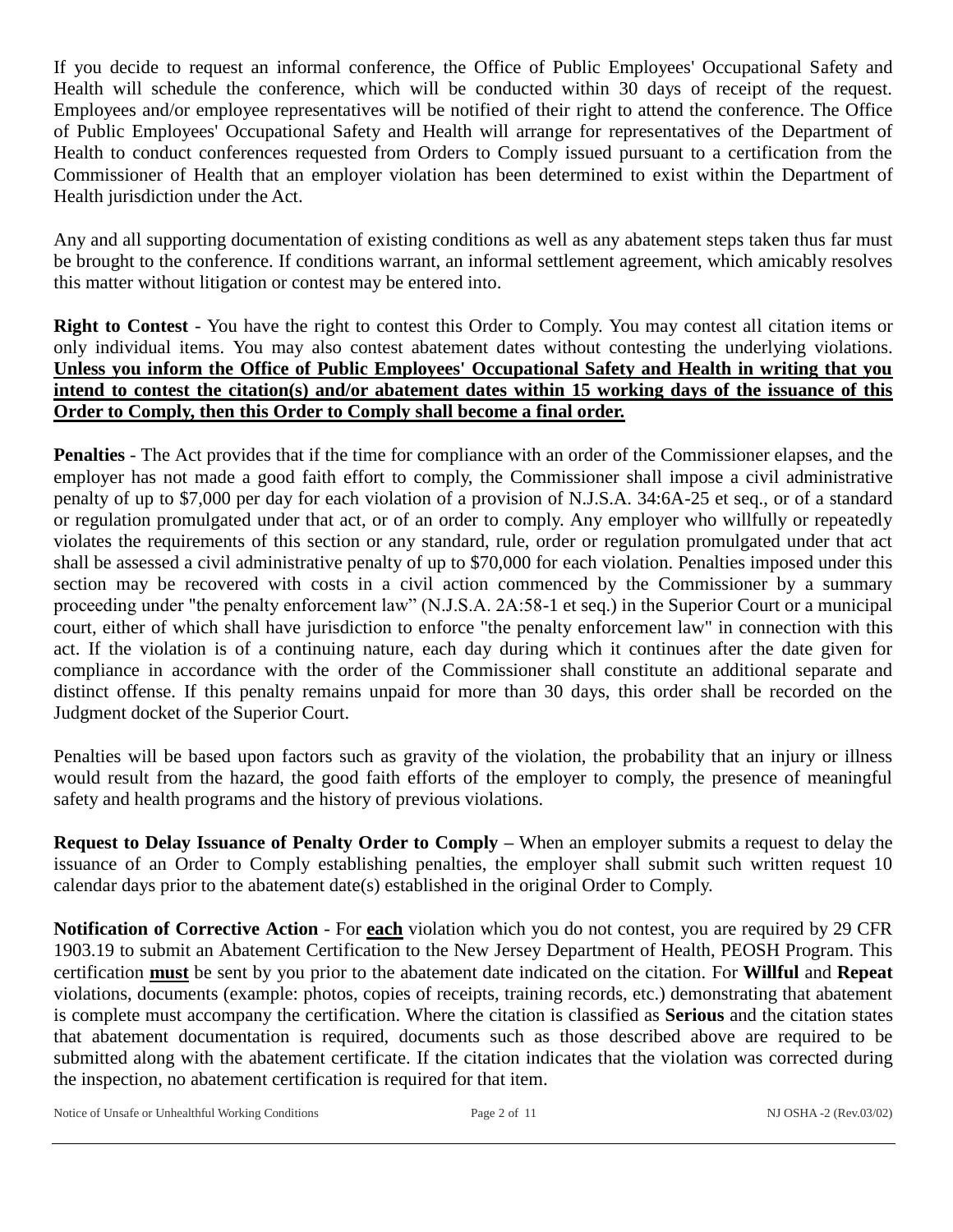If you decide to request an informal conference, the Office of Public Employees' Occupational Safety and Health will schedule the conference, which will be conducted within 30 days of receipt of the request. Employees and/or employee representatives will be notified of their right to attend the conference. The Office of Public Employees' Occupational Safety and Health will arrange for representatives of the Department of Health to conduct conferences requested from Orders to Comply issued pursuant to a certification from the Commissioner of Health that an employer violation has been determined to exist within the Department of Health jurisdiction under the Act.

Any and all supporting documentation of existing conditions as well as any abatement steps taken thus far must be brought to the conference. If conditions warrant, an informal settlement agreement, which amicably resolves this matter without litigation or contest may be entered into.

**Right to Contest** - You have the right to contest this Order to Comply. You may contest all citation items or only individual items. You may also contest abatement dates without contesting the underlying violations. **Unless you inform the Office of Public Employees' Occupational Safety and Health in writing that you intend to contest the citation(s) and/or abatement dates within 15 working days of the issuance of this Order to Comply, then this Order to Comply shall become a final order.**

**Penalties** - The Act provides that if the time for compliance with an order of the Commissioner elapses, and the employer has not made a good faith effort to comply, the Commissioner shall impose a civil administrative penalty of up to $7,000 per day for each violation of a provision of N.J.S.A. 34:6A-25 et seq., or of a standard or regulation promulgated under that act, or of an order to comply. Any employer who willfully or repeatedly violates the requirements of this section or any standard, rule, order or regulation promulgated under that act shall be assessed a civil administrative penalty of up to $70,000 for each violation. Penalties imposed under this section may be recovered with costs in a civil action commenced by the Commissioner by a summary proceeding under "the penalty enforcement law" (N.J.S.A. 2A:58-1 et seq.) in the Superior Court or a municipal court, either of which shall have jurisdiction to enforce "the penalty enforcement law" in connection with this act. If the violation is of a continuing nature, each day during which it continues after the date given for compliance in accordance with the order of the Commissioner shall constitute an additional separate and distinct offense. If this penalty remains unpaid for more than 30 days, this order shall be recorded on the Judgment docket of the Superior Court.

Penalties will be based upon factors such as gravity of the violation, the probability that an injury or illness would result from the hazard, the good faith efforts of the employer to comply, the presence of meaningful safety and health programs and the history of previous violations.

**Request to Delay Issuance of Penalty Order to Comply –** When an employer submits a request to delay the issuance of an Order to Comply establishing penalties, the employer shall submit such written request 10 calendar days prior to the abatement date(s) established in the original Order to Comply.

**Notification of Corrective Action** - For **each** violation which you do not contest, you are required by 29 CFR 1903.19 to submit an Abatement Certification to the New Jersey Department of Health, PEOSH Program. This certification **must** be sent by you prior to the abatement date indicated on the citation. For **Willful** and **Repeat** violations, documents (example: photos, copies of receipts, training records, etc.) demonstrating that abatement is complete must accompany the certification. Where the citation is classified as **Serious** and the citation states that abatement documentation is required, documents such as those described above are required to be submitted along with the abatement certificate. If the citation indicates that the violation was corrected during the inspection, no abatement certification is required for that item.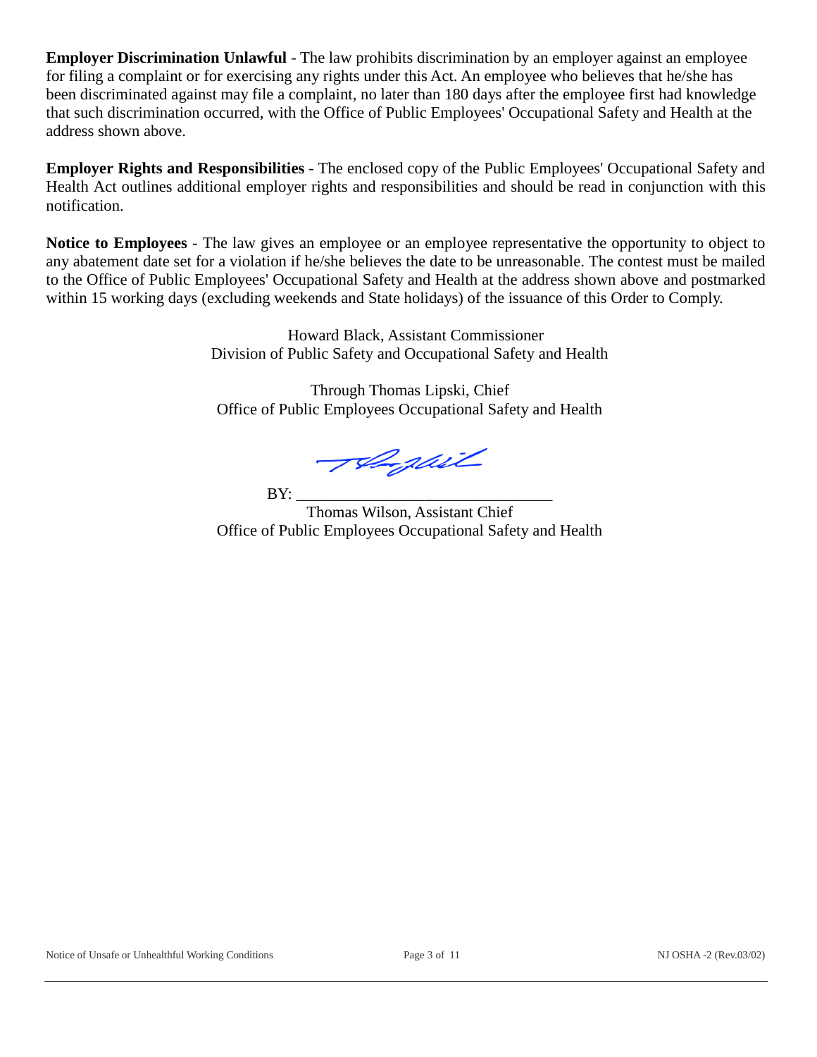**Employer Discrimination Unlawful** - The law prohibits discrimination by an employer against an employee for filing a complaint or for exercising any rights under this Act. An employee who believes that he/she has been discriminated against may file a complaint, no later than 180 days after the employee first had knowledge that such discrimination occurred, with the Office of Public Employees' Occupational Safety and Health at the address shown above.

**Employer Rights and Responsibilities** - The enclosed copy of the Public Employees' Occupational Safety and Health Act outlines additional employer rights and responsibilities and should be read in conjunction with this notification.

**Notice to Employees** - The law gives an employee or an employee representative the opportunity to object to any abatement date set for a violation if he/she believes the date to be unreasonable. The contest must be mailed to the Office of Public Employees' Occupational Safety and Health at the address shown above and postmarked within 15 working days (excluding weekends and State holidays) of the issuance of this Order to Comply.

Howard Black, Assistant Commissioner
Division of Public Safety and Occupational Safety and Health

Through Thomas Lipski, Chief
Office of Public Employees Occupational Safety and Health

BY: _______________________________
Thomas Wilson, Assistant Chief
Office of Public Employees Occupational Safety and Health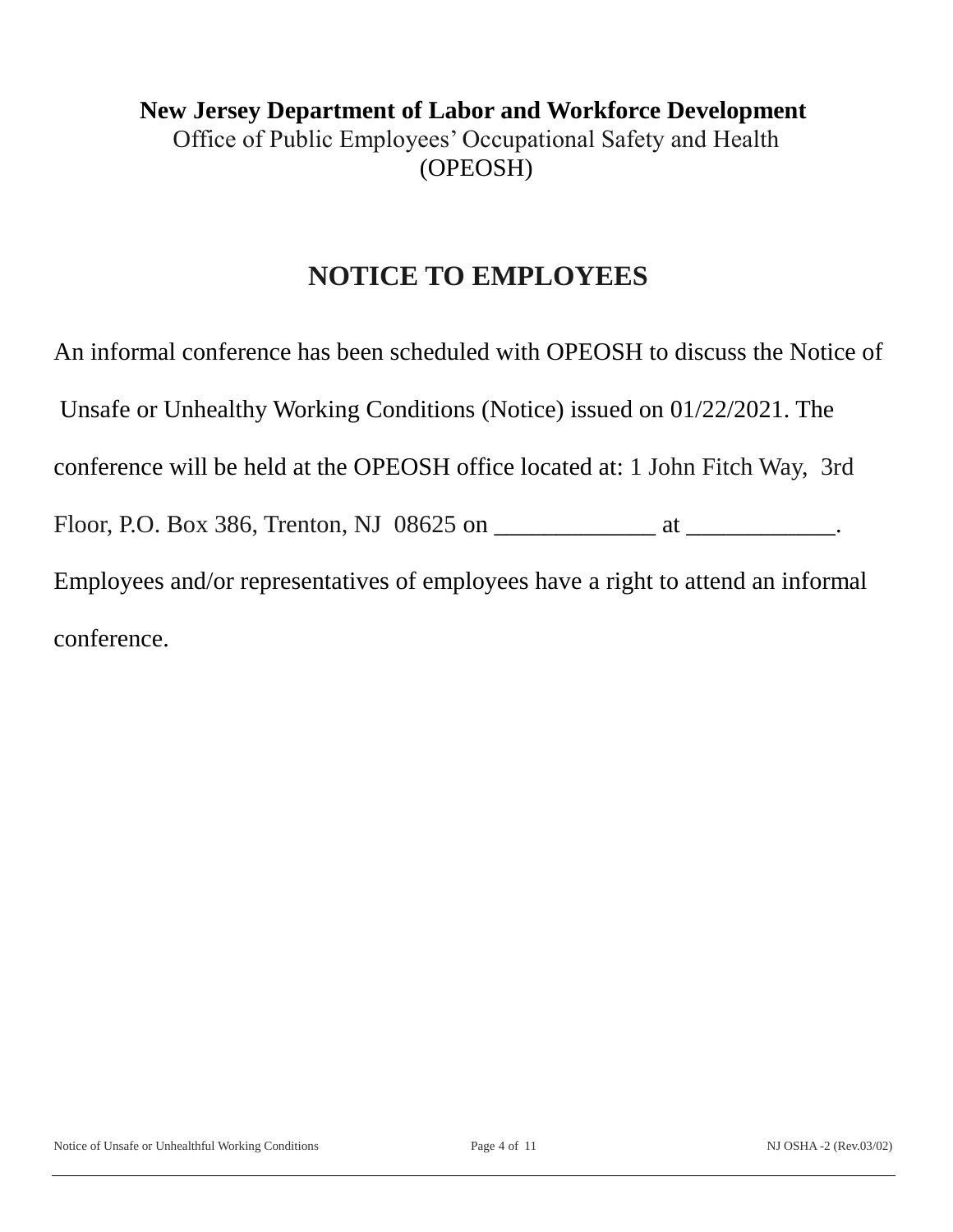**New Jersey Department of Labor and Workforce Development**

Office of Public Employees' Occupational Safety and Health

(OPEOSH)

# NOTICE TO EMPLOYEES

An informal conference has been scheduled with OPEOSH to discuss the Notice of Unsafe or Unhealthy Working Conditions (Notice) issued on 01/22/2021. The conference will be held at the OPEOSH office located at: 1 John Fitch Way, 3rd Floor, P.O. Box 386, Trenton, NJ 08625 on _____________ at ____________. Employees and/or representatives of employees have a right to attend an informal conference.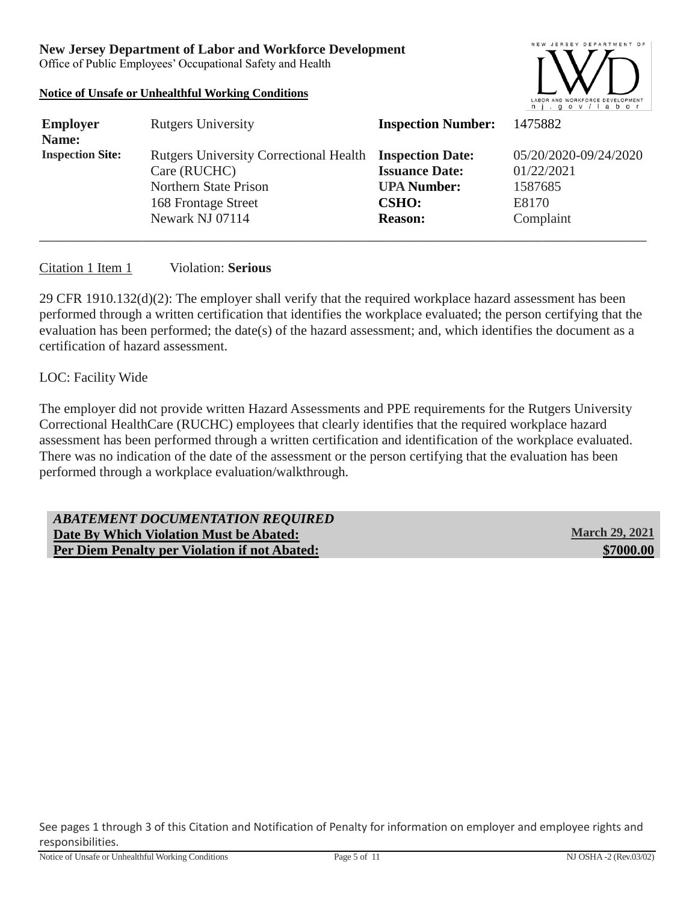**New Jersey Department of Labor and Workforce Development**
Office of Public Employees' Occupational Safety and Health

**Notice of Unsafe or Unhealthful Working Conditions**

| | | | |
|---|---|---|---|
| **Employer Name:** | Rutgers University | **Inspection Number:** | 1475882 |
| **Inspection Site:** | Rutgers University Correctional Health Care (RUCHC) Northern State Prison 168 Frontage Street Newark NJ 07114 | **Inspection Date:** | 05/20/2020-09/24/2020 |
| | | **Issuance Date:** | 01/22/2021 |
| | | **UPA Number:** | 1587685 |
| | | **CSHO:** | E8170 |
| | | **Reason:** | Complaint |

Citation 1 Item 1 Violation: **Serious**

29 CFR 1910.132(d)(2): The employer shall verify that the required workplace hazard assessment has been performed through a written certification that identifies the workplace evaluated; the person certifying that the evaluation has been performed; the date(s) of the hazard assessment; and, which identifies the document as a certification of hazard assessment.

LOC: Facility Wide

The employer did not provide written Hazard Assessments and PPE requirements for the Rutgers University Correctional HealthCare (RUCHC) employees that clearly identifies that the required workplace hazard assessment has been performed through a written certification and identification of the workplace evaluated. There was no indication of the date of the assessment or the person certifying that the evaluation has been performed through a workplace evaluation/walkthrough.

***ABATEMENT DOCUMENTATION REQUIRED***

| | |
|---|---|
| **Date By Which Violation Must be Abated:** | **March 29, 2021** |
| **Per Diem Penalty per Violation if not Abated:** | **$7000.00** |

See pages 1 through 3 of this Citation and Notification of Penalty for information on employer and employee rights and responsibilities.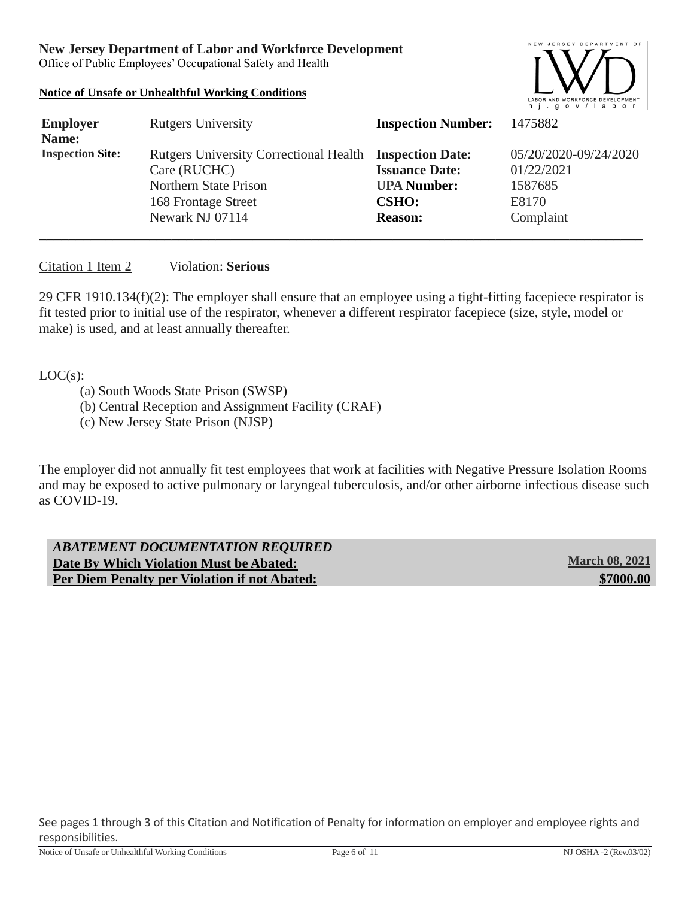**New Jersey Department of Labor and Workforce Development**
Office of Public Employees' Occupational Safety and Health

**Notice of Unsafe or Unhealthful Working Conditions**

| | | | |
|---|---|---|---|
| **Employer Name:** | Rutgers University | **Inspection Number:** | 1475882 |
| **Inspection Site:** | Rutgers University Correctional Health Care (RUCHC)<br>Northern State Prison<br>168 Frontage Street<br>Newark NJ 07114 | **Inspection Date:**<br>**Issuance Date:**<br>**UPA Number:**<br>**CSHO:**<br>**Reason:** | 05/20/2020-09/24/2020<br>01/22/2021<br>1587685<br>E8170<br>Complaint |

Citation 1 Item 2 Violation: **Serious**

29 CFR 1910.134(f)(2): The employer shall ensure that an employee using a tight-fitting facepiece respirator is fit tested prior to initial use of the respirator, whenever a different respirator facepiece (size, style, model or make) is used, and at least annually thereafter.

LOC(s):

(a) South Woods State Prison (SWSP)
(b) Central Reception and Assignment Facility (CRAF)
(c) New Jersey State Prison (NJSP)

The employer did not annually fit test employees that work at facilities with Negative Pressure Isolation Rooms and may be exposed to active pulmonary or laryngeal tuberculosis, and/or other airborne infectious disease such as COVID-19.

***ABATEMENT DOCUMENTATION REQUIRED***

| | |
|---|---|
| **Date By Which Violation Must be Abated:** | **March 08, 2021** |
| **Per Diem Penalty per Violation if not Abated:** | **$7000.00** |

See pages 1 through 3 of this Citation and Notification of Penalty for information on employer and employee rights and responsibilities.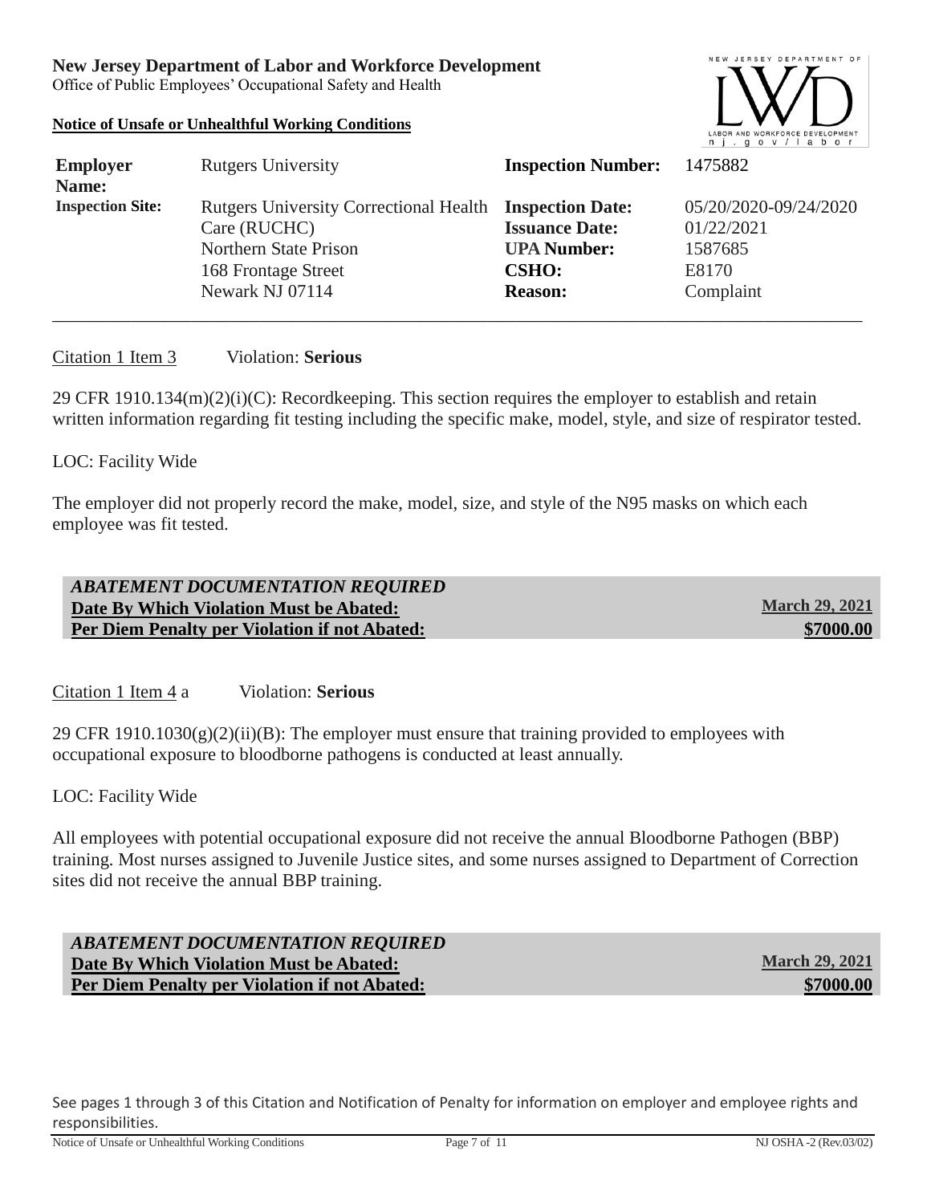**New Jersey Department of Labor and Workforce Development**
Office of Public Employees' Occupational Safety and Health

**Notice of Unsafe or Unhealthful Working Conditions**

| | | | |
|---|---|---|---|
| **Employer Name:** | Rutgers University | **Inspection Number:** | 1475882 |
| **Inspection Site:** | Rutgers University Correctional Health Care (RUCHC) Northern State Prison 168 Frontage Street Newark NJ 07114 | **Inspection Date:** **Issuance Date:** **UPA Number:** **CSHO:** **Reason:** | 05/20/2020-09/24/2020 01/22/2021 1587685 E8170 Complaint |

Citation 1 Item 3 Violation: **Serious**

29 CFR 1910.134(m)(2)(i)(C): Recordkeeping. This section requires the employer to establish and retain written information regarding fit testing including the specific make, model, style, and size of respirator tested.

LOC: Facility Wide

The employer did not properly record the make, model, size, and style of the N95 masks on which each employee was fit tested.

***ABATEMENT DOCUMENTATION REQUIRED***
**Date By Which Violation Must be Abated:** **March 29, 2021**
**Per Diem Penalty per Violation if not Abated:** **$7000.00**

Citation 1 Item 4 a Violation: **Serious**

29 CFR 1910.1030(g)(2)(ii)(B): The employer must ensure that training provided to employees with occupational exposure to bloodborne pathogens is conducted at least annually.

LOC: Facility Wide

All employees with potential occupational exposure did not receive the annual Bloodborne Pathogen (BBP) training. Most nurses assigned to Juvenile Justice sites, and some nurses assigned to Department of Correction sites did not receive the annual BBP training.

***ABATEMENT DOCUMENTATION REQUIRED***
**Date By Which Violation Must be Abated:** **March 29, 2021**
**Per Diem Penalty per Violation if not Abated:** **$7000.00**

See pages 1 through 3 of this Citation and Notification of Penalty for information on employer and employee rights and responsibilities.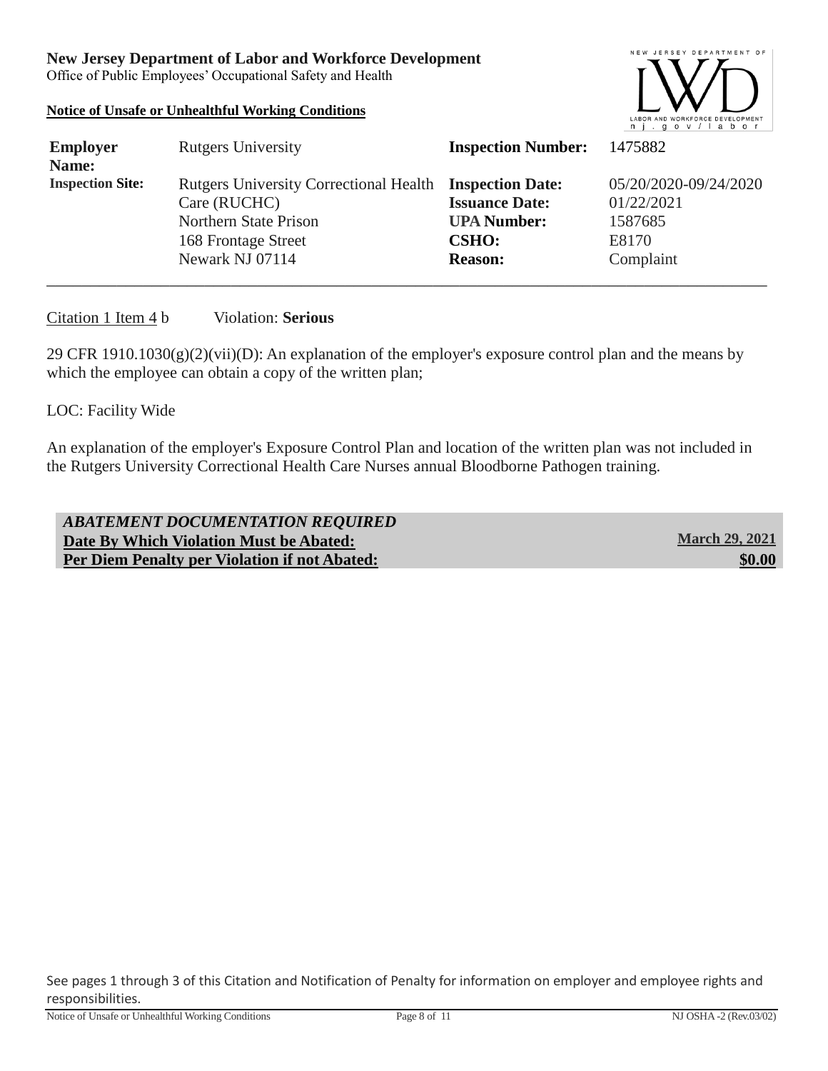**New Jersey Department of Labor and Workforce Development**
Office of Public Employees' Occupational Safety and Health

**Notice of Unsafe or Unhealthful Working Conditions**

| | | | |
|---|---|---|---|
| **Employer Name:** | Rutgers University | **Inspection Number:** | 1475882 |
| **Inspection Site:** | Rutgers University Correctional Health Care (RUCHC) Northern State Prison 168 Frontage Street Newark NJ 07114 | **Inspection Date:** **Issuance Date:** **UPA Number:** **CSHO:** **Reason:** | 05/20/2020-09/24/2020 01/22/2021 1587685 E8170 Complaint |

Citation 1 Item 4 b    Violation: **Serious**

29 CFR 1910.1030(g)(2)(vii)(D): An explanation of the employer's exposure control plan and the means by which the employee can obtain a copy of the written plan;

LOC: Facility Wide

An explanation of the employer's Exposure Control Plan and location of the written plan was not included in the Rutgers University Correctional Health Care Nurses annual Bloodborne Pathogen training.

***ABATEMENT DOCUMENTATION REQUIRED***

| | |
|---|---|
| **Date By Which Violation Must be Abated:** | **March 29, 2021** |
| **Per Diem Penalty per Violation if not Abated:** | **$0.00** |

See pages 1 through 3 of this Citation and Notification of Penalty for information on employer and employee rights and responsibilities.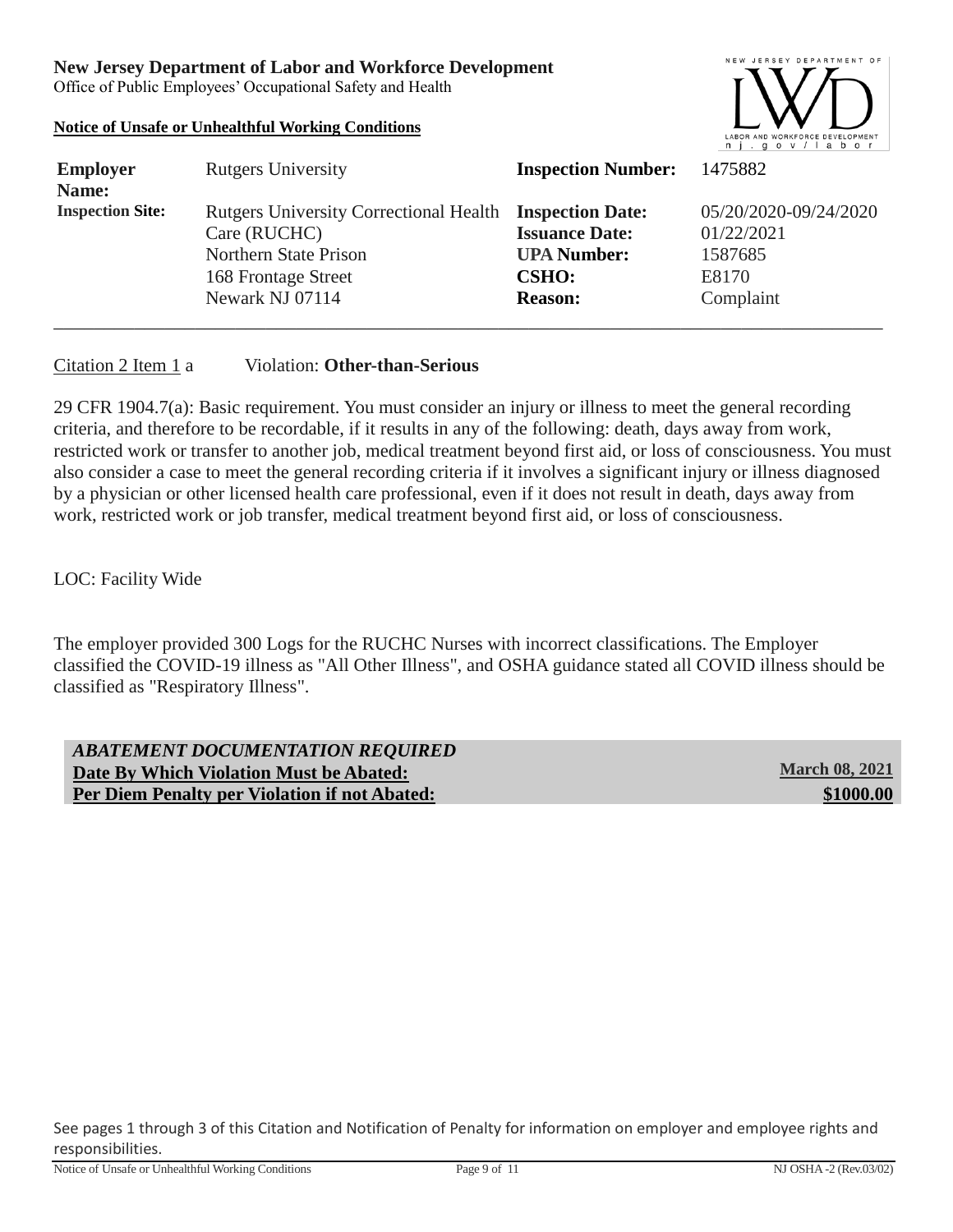**New Jersey Department of Labor and Workforce Development**
Office of Public Employees' Occupational Safety and Health

**Notice of Unsafe or Unhealthful Working Conditions**

| | | | |
|---|---|---|---|
| **Employer Name:** | Rutgers University | **Inspection Number:** | 1475882 |
| **Inspection Site:** | Rutgers University Correctional Health Care (RUCHC) Northern State Prison 168 Frontage Street Newark NJ 07114 | **Inspection Date:** | 05/20/2020-09/24/2020 |
| | | **Issuance Date:** | 01/22/2021 |
| | | **UPA Number:** | 1587685 |
| | | **CSHO:** | E8170 |
| | | **Reason:** | Complaint |

Citation 2 Item 1 a     Violation: **Other-than-Serious**

29 CFR 1904.7(a): Basic requirement. You must consider an injury or illness to meet the general recording criteria, and therefore to be recordable, if it results in any of the following: death, days away from work, restricted work or transfer to another job, medical treatment beyond first aid, or loss of consciousness. You must also consider a case to meet the general recording criteria if it involves a significant injury or illness diagnosed by a physician or other licensed health care professional, even if it does not result in death, days away from work, restricted work or job transfer, medical treatment beyond first aid, or loss of consciousness.

LOC: Facility Wide

The employer provided 300 Logs for the RUCHC Nurses with incorrect classifications. The Employer classified the COVID-19 illness as "All Other Illness", and OSHA guidance stated all COVID illness should be classified as "Respiratory Illness".

***ABATEMENT DOCUMENTATION REQUIRED***
**Date By Which Violation Must be Abated:** **March 08, 2021**
**Per Diem Penalty per Violation if not Abated:** **$1000.00**

See pages 1 through 3 of this Citation and Notification of Penalty for information on employer and employee rights and responsibilities.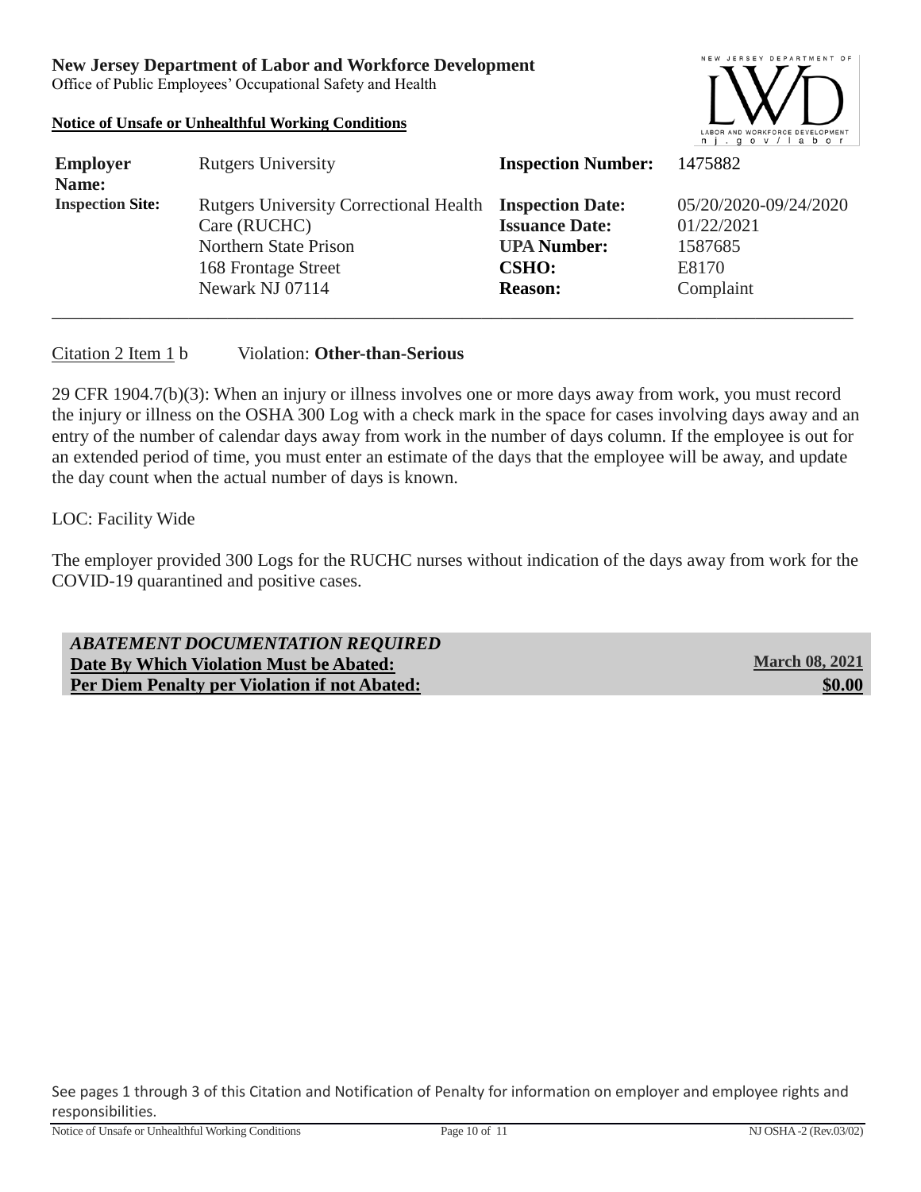**New Jersey Department of Labor and Workforce Development**
Office of Public Employees' Occupational Safety and Health

**Notice of Unsafe or Unhealthful Working Conditions**

| | | | |
|---|---|---|---|
| **Employer Name:** | Rutgers University | **Inspection Number:** | 1475882 |
| **Inspection Site:** | Rutgers University Correctional Health Care (RUCHC)<br>Northern State Prison<br>168 Frontage Street<br>Newark NJ 07114 | **Inspection Date:**<br>**Issuance Date:**<br>**UPA Number:**<br>**CSHO:**<br>**Reason:** | 05/20/2020-09/24/2020<br>01/22/2021<br>1587685<br>E8170<br>Complaint |

Citation 2 Item 1 b    Violation: **Other-than-Serious**

29 CFR 1904.7(b)(3): When an injury or illness involves one or more days away from work, you must record the injury or illness on the OSHA 300 Log with a check mark in the space for cases involving days away and an entry of the number of calendar days away from work in the number of days column. If the employee is out for an extended period of time, you must enter an estimate of the days that the employee will be away, and update the day count when the actual number of days is known.

LOC: Facility Wide

The employer provided 300 Logs for the RUCHC nurses without indication of the days away from work for the COVID-19 quarantined and positive cases.

| ***ABATEMENT DOCUMENTATION REQUIRED*** | |
|---|---|
| **Date By Which Violation Must be Abated:** | **March 08, 2021** |
| **Per Diem Penalty per Violation if not Abated:** | **$0.00** |

See pages 1 through 3 of this Citation and Notification of Penalty for information on employer and employee rights and responsibilities.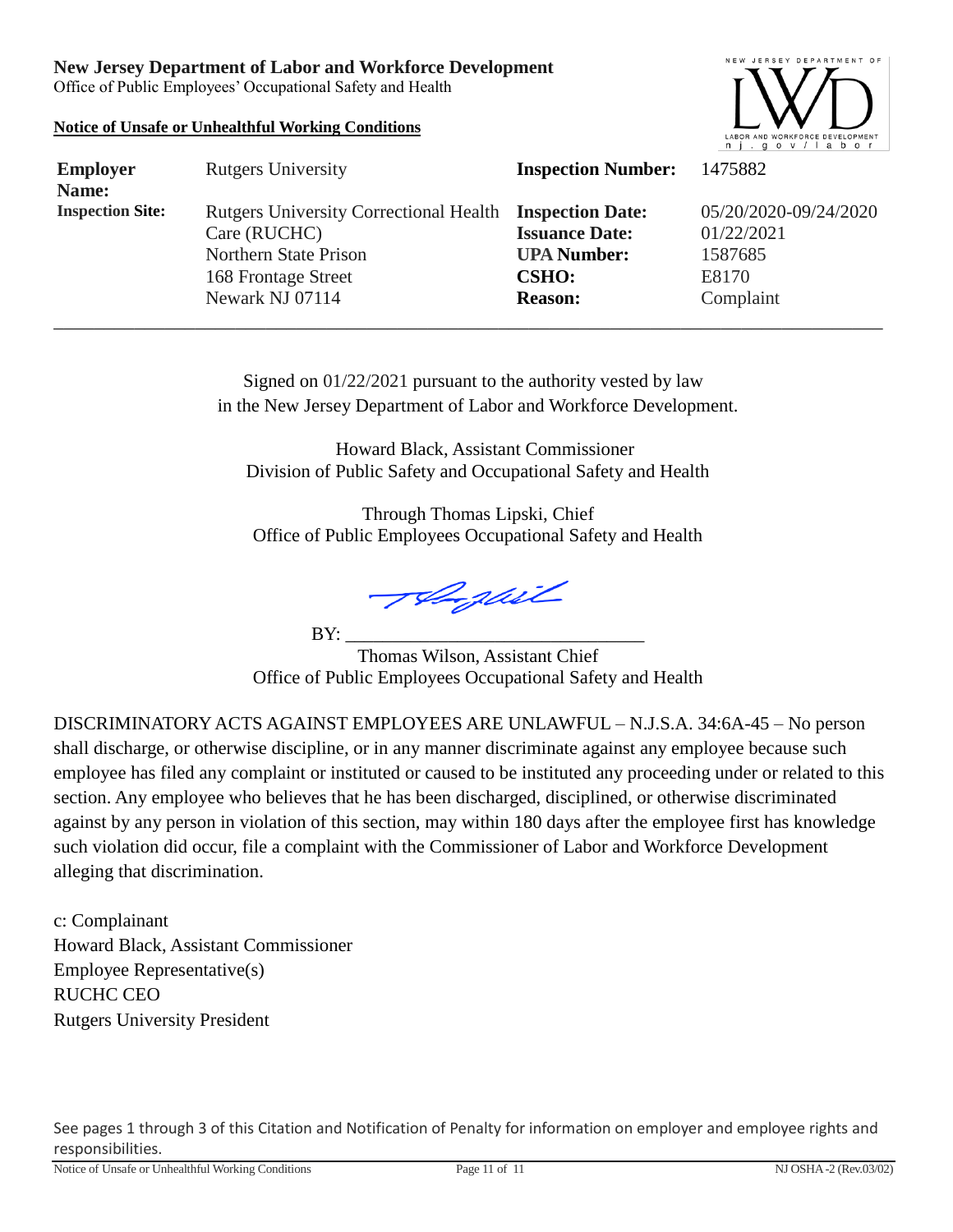**New Jersey Department of Labor and Workforce Development**
Office of Public Employees' Occupational Safety and Health

**Notice of Unsafe or Unhealthful Working Conditions**

| | | | |
|---|---|---|---|
| **Employer Name:** | Rutgers University | **Inspection Number:** | 1475882 |
| **Inspection Site:** | Rutgers University Correctional Health Care (RUCHC) Northern State Prison 168 Frontage Street Newark NJ 07114 | **Inspection Date:** | 05/20/2020-09/24/2020 |
| | | **Issuance Date:** | 01/22/2021 |
| | | **UPA Number:** | 1587685 |
| | | **CSHO:** | E8170 |
| | | **Reason:** | Complaint |

Signed on 01/22/2021 pursuant to the authority vested by law in the New Jersey Department of Labor and Workforce Development.

Howard Black, Assistant Commissioner
Division of Public Safety and Occupational Safety and Health

Through Thomas Lipski, Chief
Office of Public Employees Occupational Safety and Health

BY: ______________________________
Thomas Wilson, Assistant Chief
Office of Public Employees Occupational Safety and Health

DISCRIMINATORY ACTS AGAINST EMPLOYEES ARE UNLAWFUL – N.J.S.A. 34:6A-45 – No person shall discharge, or otherwise discipline, or in any manner discriminate against any employee because such employee has filed any complaint or instituted or caused to be instituted any proceeding under or related to this section. Any employee who believes that he has been discharged, disciplined, or otherwise discriminated against by any person in violation of this section, may within 180 days after the employee first has knowledge such violation did occur, file a complaint with the Commissioner of Labor and Workforce Development alleging that discrimination.

c: Complainant
Howard Black, Assistant Commissioner
Employee Representative(s)
RUCHC CEO
Rutgers University President

See pages 1 through 3 of this Citation and Notification of Penalty for information on employer and employee rights and responsibilities.